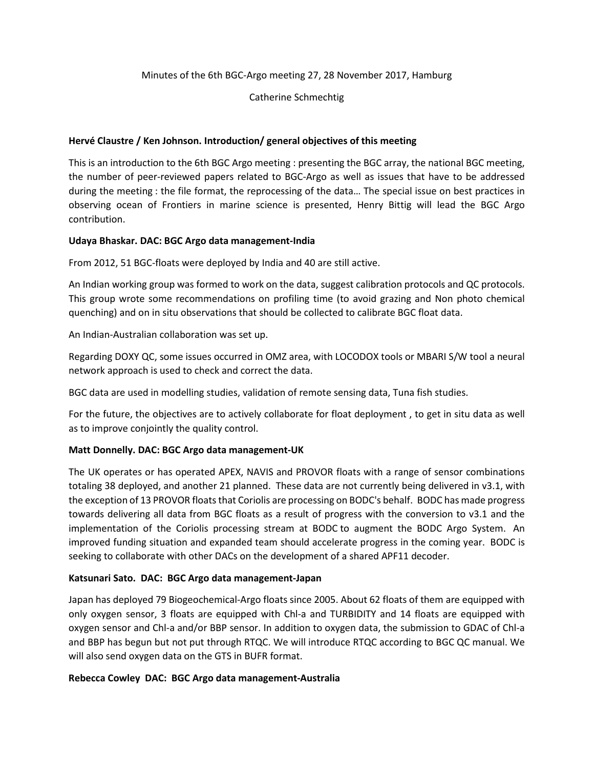Minutes of the 6th BGC-Argo meeting 27, 28 November 2017, Hamburg

Catherine Schmechtig

**Hervé Claustre / Ken Johnson. Introduction/ general objectives of this meeting**

This is an introduction to the 6th BGC Argo meeting : presenting the BGC array, the national BGC meeting, the number of peer-reviewed papers related to BGC-Argo as well as issues that have to be addressed during the meeting : the file format, the reprocessing of the data… The special issue on best practices in observing ocean of Frontiers in marine science is presented, Henry Bittig will lead the BGC Argo contribution.

**Udaya Bhaskar. DAC: BGC Argo data management-India**

From 2012, 51 BGC-floats were deployed by India and 40 are still active.

An Indian working group was formed to work on the data, suggest calibration protocols and QC protocols. This group wrote some recommendations on profiling time (to avoid grazing and Non photo chemical quenching) and on in situ observations that should be collected to calibrate BGC float data.

An Indian-Australian collaboration was set up.

Regarding DOXY QC, some issues occurred in OMZ area, with LOCODOX tools or MBARI S/W tool a neural network approach is used to check and correct the data.

BGC data are used in modelling studies, validation of remote sensing data, Tuna fish studies.

For the future, the objectives are to actively collaborate for float deployment , to get in situ data as well as to improve conjointly the quality control.

**Matt Donnelly. DAC: BGC Argo data management-UK**

The UK operates or has operated APEX, NAVIS and PROVOR floats with a range of sensor combinations totaling 38 deployed, and another 21 planned. These data are not currently being delivered in v3.1, with the exception of 13 PROVOR floats that Coriolis are processing on BODC's behalf. BODC has made progress towards delivering all data from BGC floats as a result of progress with the conversion to v3.1 and the implementation of the Coriolis processing stream at BODC to augment the BODC Argo System. An improved funding situation and expanded team should accelerate progress in the coming year. BODC is seeking to collaborate with other DACs on the development of a shared APF11 decoder.

**Katsunari Sato. DAC: BGC Argo data management-Japan**

Japan has deployed 79 Biogeochemical-Argo floats since 2005. About 62 floats of them are equipped with only oxygen sensor, 3 floats are equipped with Chl-a and TURBIDITY and 14 floats are equipped with oxygen sensor and Chl-a and/or BBP sensor. In addition to oxygen data, the submission to GDAC of Chl-a and BBP has begun but not put through RTQC. We will introduce RTQC according to BGC QC manual. We will also send oxygen data on the GTS in BUFR format.

**Rebecca Cowley DAC: BGC Argo data management-Australia**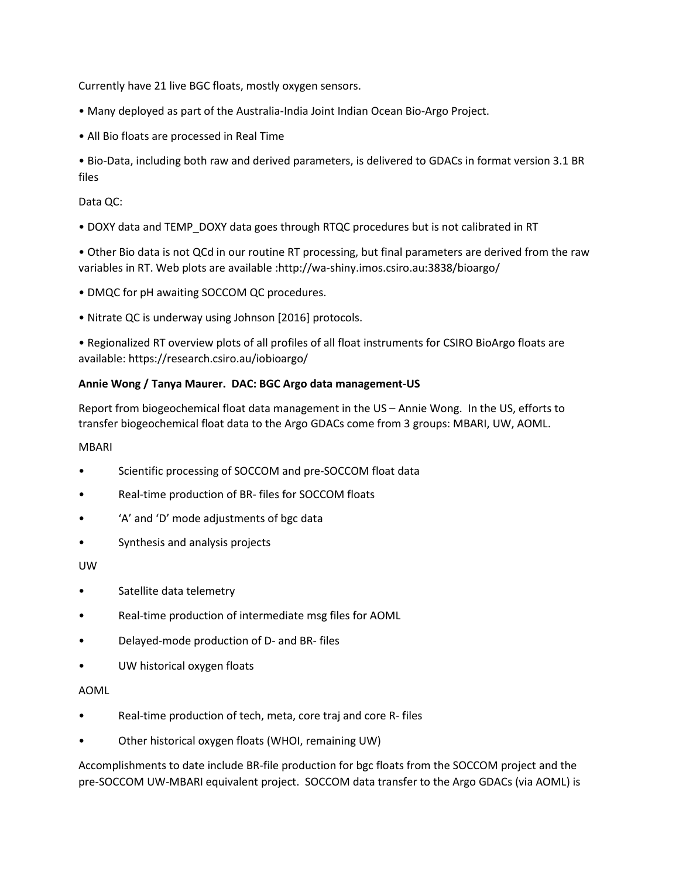Currently have 21 live BGC floats, mostly oxygen sensors.

- Many deployed as part of the Australia-India Joint Indian Ocean Bio-Argo Project.
- All Bio floats are processed in Real Time
- Bio-Data, including both raw and derived parameters, is delivered to GDACs in format version 3.1 BR files

Data QC:

- DOXY data and TEMP_DOXY data goes through RTQC procedures but is not calibrated in RT
- Other Bio data is not QCd in our routine RT processing, but final parameters are derived from the raw variables in RT. Web plots are available :http://wa-shiny.imos.csiro.au:3838/bioargo/
- DMQC for pH awaiting SOCCOM QC procedures.
- Nitrate QC is underway using Johnson [2016] protocols.
- Regionalized RT overview plots of all profiles of all float instruments for CSIRO BioArgo floats are available: https://research.csiro.au/iobioargo/

**Annie Wong / Tanya Maurer. DAC: BGC Argo data management-US**

Report from biogeochemical float data management in the US – Annie Wong. In the US, efforts to transfer biogeochemical float data to the Argo GDACs come from 3 groups: MBARI, UW, AOML.

MBARI

- Scientific processing of SOCCOM and pre-SOCCOM float data
- Real-time production of BR- files for SOCCOM floats
- 'A' and 'D' mode adjustments of bgc data
- Synthesis and analysis projects

UW

- Satellite data telemetry
- Real-time production of intermediate msg files for AOML
- Delayed-mode production of D- and BR- files
- UW historical oxygen floats

AOML

- Real-time production of tech, meta, core traj and core R- files
- Other historical oxygen floats (WHOI, remaining UW)

Accomplishments to date include BR-file production for bgc floats from the SOCCOM project and the pre-SOCCOM UW-MBARI equivalent project. SOCCOM data transfer to the Argo GDACs (via AOML) is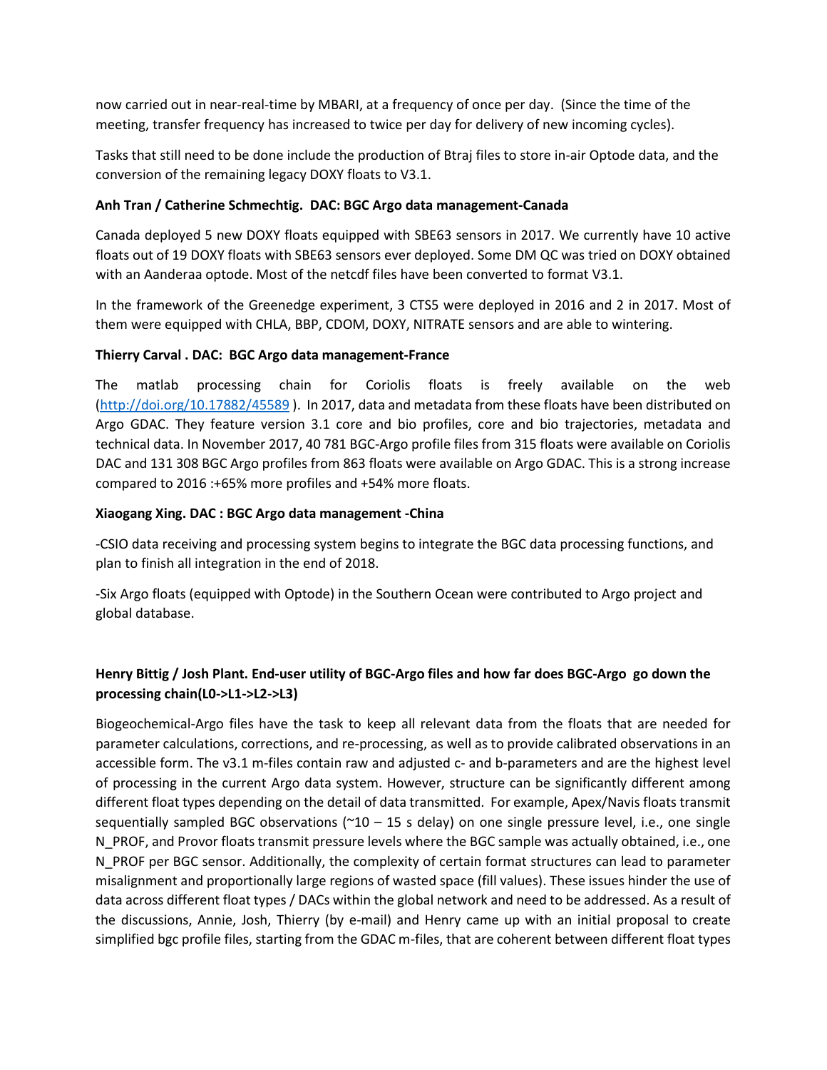now carried out in near-real-time by MBARI, at a frequency of once per day. (Since the time of the meeting, transfer frequency has increased to twice per day for delivery of new incoming cycles).

Tasks that still need to be done include the production of Btraj files to store in-air Optode data, and the conversion of the remaining legacy DOXY floats to V3.1.

**Anh Tran / Catherine Schmechtig. DAC: BGC Argo data management-Canada**

Canada deployed 5 new DOXY floats equipped with SBE63 sensors in 2017. We currently have 10 active floats out of 19 DOXY floats with SBE63 sensors ever deployed. Some DM QC was tried on DOXY obtained with an Aanderaa optode. Most of the netcdf files have been converted to format V3.1.

In the framework of the Greenedge experiment, 3 CTS5 were deployed in 2016 and 2 in 2017. Most of them were equipped with CHLA, BBP, CDOM, DOXY, NITRATE sensors and are able to wintering.

**Thierry Carval . DAC: BGC Argo data management-France**

The matlab processing chain for Coriolis floats is freely available on the web (http://doi.org/10.17882/45589 ). In 2017, data and metadata from these floats have been distributed on Argo GDAC. They feature version 3.1 core and bio profiles, core and bio trajectories, metadata and technical data. In November 2017, 40 781 BGC-Argo profile files from 315 floats were available on Coriolis DAC and 131 308 BGC Argo profiles from 863 floats were available on Argo GDAC. This is a strong increase compared to 2016 :+65% more profiles and +54% more floats.

**Xiaogang Xing. DAC : BGC Argo data management -China**

-CSIO data receiving and processing system begins to integrate the BGC data processing functions, and plan to finish all integration in the end of 2018.

-Six Argo floats (equipped with Optode) in the Southern Ocean were contributed to Argo project and global database.

**Henry Bittig / Josh Plant. End-user utility of BGC-Argo files and how far does BGC-Argo go down the processing chain(L0->L1->L2->L3)**

Biogeochemical-Argo files have the task to keep all relevant data from the floats that are needed for parameter calculations, corrections, and re-processing, as well as to provide calibrated observations in an accessible form. The v3.1 m-files contain raw and adjusted c- and b-parameters and are the highest level of processing in the current Argo data system. However, structure can be significantly different among different float types depending on the detail of data transmitted. For example, Apex/Navis floats transmit sequentially sampled BGC observations (~10 – 15 s delay) on one single pressure level, i.e., one single N_PROF, and Provor floats transmit pressure levels where the BGC sample was actually obtained, i.e., one N_PROF per BGC sensor. Additionally, the complexity of certain format structures can lead to parameter misalignment and proportionally large regions of wasted space (fill values). These issues hinder the use of data across different float types / DACs within the global network and need to be addressed. As a result of the discussions, Annie, Josh, Thierry (by e-mail) and Henry came up with an initial proposal to create simplified bgc profile files, starting from the GDAC m-files, that are coherent between different float types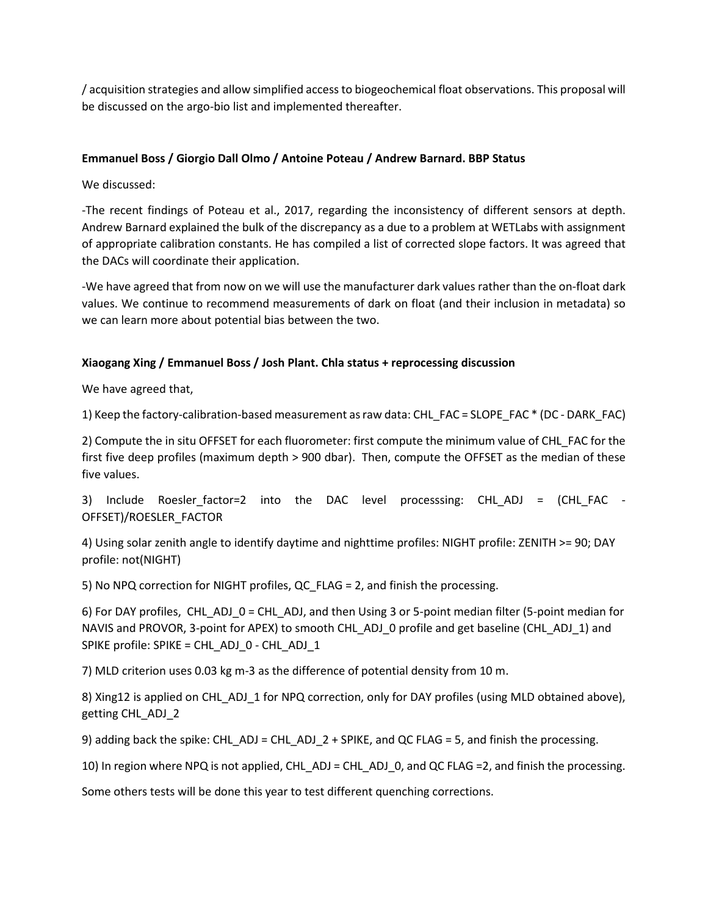/ acquisition strategies and allow simplified access to biogeochemical float observations. This proposal will be discussed on the argo-bio list and implemented thereafter.

**Emmanuel Boss / Giorgio Dall Olmo / Antoine Poteau / Andrew Barnard. BBP Status**

We discussed:

-The recent findings of Poteau et al., 2017, regarding the inconsistency of different sensors at depth. Andrew Barnard explained the bulk of the discrepancy as a due to a problem at WETLabs with assignment of appropriate calibration constants. He has compiled a list of corrected slope factors. It was agreed that the DACs will coordinate their application.

-We have agreed that from now on we will use the manufacturer dark values rather than the on-float dark values. We continue to recommend measurements of dark on float (and their inclusion in metadata) so we can learn more about potential bias between the two.

**Xiaogang Xing / Emmanuel Boss / Josh Plant. Chla status + reprocessing discussion**

We have agreed that,

1) Keep the factory-calibration-based measurement as raw data: CHL_FAC = SLOPE_FAC * (DC - DARK_FAC)

2) Compute the in situ OFFSET for each fluorometer: first compute the minimum value of CHL_FAC for the first five deep profiles (maximum depth > 900 dbar). Then, compute the OFFSET as the median of these five values.

3) Include Roesler_factor=2 into the DAC level processsing: CHL_ADJ = (CHL_FAC - OFFSET)/ROESLER_FACTOR

4) Using solar zenith angle to identify daytime and nighttime profiles: NIGHT profile: ZENITH >= 90; DAY profile: not(NIGHT)

5) No NPQ correction for NIGHT profiles, QC_FLAG = 2, and finish the processing.

6) For DAY profiles, CHL_ADJ_0 = CHL_ADJ, and then Using 3 or 5-point median filter (5-point median for NAVIS and PROVOR, 3-point for APEX) to smooth CHL_ADJ_0 profile and get baseline (CHL_ADJ_1) and SPIKE profile: SPIKE = CHL_ADJ_0 - CHL_ADJ_1

7) MLD criterion uses 0.03 kg m-3 as the difference of potential density from 10 m.

8) Xing12 is applied on CHL_ADJ_1 for NPQ correction, only for DAY profiles (using MLD obtained above), getting CHL_ADJ_2

9) adding back the spike: CHL_ADJ = CHL_ADJ_2 + SPIKE, and QC FLAG = 5, and finish the processing.

10) In region where NPQ is not applied, CHL_ADJ = CHL_ADJ_0, and QC FLAG =2, and finish the processing.

Some others tests will be done this year to test different quenching corrections.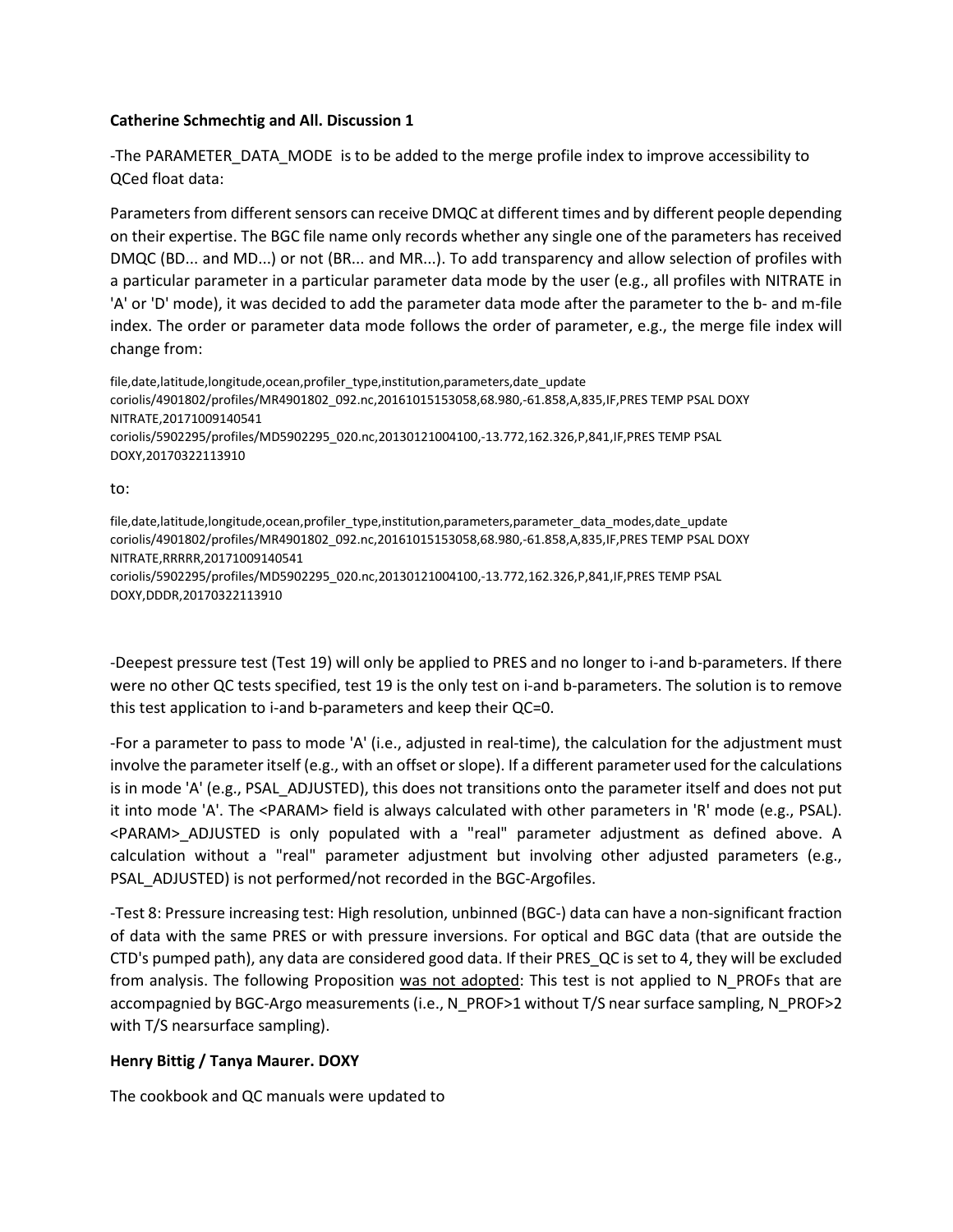**Catherine Schmechtig and All. Discussion 1**

-The PARAMETER_DATA_MODE is to be added to the merge profile index to improve accessibility to QCed float data:

Parameters from different sensors can receive DMQC at different times and by different people depending on their expertise. The BGC file name only records whether any single one of the parameters has received DMQC (BD... and MD...) or not (BR... and MR...). To add transparency and allow selection of profiles with a particular parameter in a particular parameter data mode by the user (e.g., all profiles with NITRATE in 'A' or 'D' mode), it was decided to add the parameter data mode after the parameter to the b- and m-file index. The order or parameter data mode follows the order of parameter, e.g., the merge file index will change from:

```
file,date,latitude,longitude,ocean,profiler_type,institution,parameters,date_update
coriolis/4901802/profiles/MR4901802_092.nc,20161015153058,68.980,-61.858,A,835,IF,PRES TEMP PSAL DOXY NITRATE,20171009140541
coriolis/5902295/profiles/MD5902295_020.nc,20130121004100,-13.772,162.326,P,841,IF,PRES TEMP PSAL DOXY,20170322113910
```

to:

```
file,date,latitude,longitude,ocean,profiler_type,institution,parameters,parameter_data_modes,date_update
coriolis/4901802/profiles/MR4901802_092.nc,20161015153058,68.980,-61.858,A,835,IF,PRES TEMP PSAL DOXY NITRATE,RRRRR,20171009140541
coriolis/5902295/profiles/MD5902295_020.nc,20130121004100,-13.772,162.326,P,841,IF,PRES TEMP PSAL DOXY,DDDR,20170322113910
```

-Deepest pressure test (Test 19) will only be applied to PRES and no longer to i-and b-parameters. If there were no other QC tests specified, test 19 is the only test on i-and b-parameters. The solution is to remove this test application to i-and b-parameters and keep their QC=0.

-For a parameter to pass to mode 'A' (i.e., adjusted in real-time), the calculation for the adjustment must involve the parameter itself (e.g., with an offset or slope). If a different parameter used for the calculations is in mode 'A' (e.g., PSAL_ADJUSTED), this does not transitions onto the parameter itself and does not put it into mode 'A'. The <PARAM> field is always calculated with other parameters in 'R' mode (e.g., PSAL). <PARAM>_ADJUSTED is only populated with a "real" parameter adjustment as defined above. A calculation without a "real" parameter adjustment but involving other adjusted parameters (e.g., PSAL_ADJUSTED) is not performed/not recorded in the BGC-Argofiles.

-Test 8: Pressure increasing test: High resolution, unbinned (BGC-) data can have a non-significant fraction of data with the same PRES or with pressure inversions. For optical and BGC data (that are outside the CTD's pumped path), any data are considered good data. If their PRES_QC is set to 4, they will be excluded from analysis. The following Proposition <u>was not adopted</u>: This test is not applied to N_PROFs that are accompagnied by BGC-Argo measurements (i.e., N_PROF>1 without T/S near surface sampling, N_PROF>2 with T/S nearsurface sampling).

**Henry Bittig / Tanya Maurer. DOXY**

The cookbook and QC manuals were updated to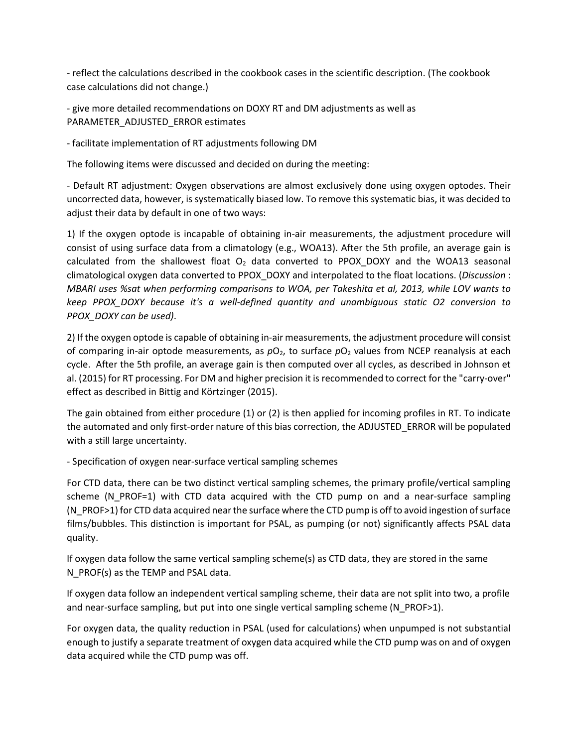- reflect the calculations described in the cookbook cases in the scientific description. (The cookbook case calculations did not change.)

- give more detailed recommendations on DOXY RT and DM adjustments as well as PARAMETER_ADJUSTED_ERROR estimates

- facilitate implementation of RT adjustments following DM

The following items were discussed and decided on during the meeting:

- Default RT adjustment: Oxygen observations are almost exclusively done using oxygen optodes. Their uncorrected data, however, is systematically biased low. To remove this systematic bias, it was decided to adjust their data by default in one of two ways:

1) If the oxygen optode is incapable of obtaining in-air measurements, the adjustment procedure will consist of using surface data from a climatology (e.g., WOA13). After the 5th profile, an average gain is calculated from the shallowest float $O_2$ data converted to PPOX_DOXY and the WOA13 seasonal climatological oxygen data converted to PPOX_DOXY and interpolated to the float locations. (*Discussion : MBARI uses %sat when performing comparisons to WOA, per Takeshita et al, 2013, while LOV wants to keep PPOX_DOXY because it's a well-defined quantity and unambiguous static O2 conversion to PPOX_DOXY can be used)*.

2) If the oxygen optode is capable of obtaining in-air measurements, the adjustment procedure will consist of comparing in-air optode measurements, as $pO_2$, to surface $pO_2$ values from NCEP reanalysis at each cycle. After the 5th profile, an average gain is then computed over all cycles, as described in Johnson et al. (2015) for RT processing. For DM and higher precision it is recommended to correct for the "carry-over" effect as described in Bittig and Körtzinger (2015).

The gain obtained from either procedure (1) or (2) is then applied for incoming profiles in RT. To indicate the automated and only first-order nature of this bias correction, the ADJUSTED_ERROR will be populated with a still large uncertainty.

- Specification of oxygen near-surface vertical sampling schemes

For CTD data, there can be two distinct vertical sampling schemes, the primary profile/vertical sampling scheme (N_PROF=1) with CTD data acquired with the CTD pump on and a near-surface sampling (N_PROF>1) for CTD data acquired near the surface where the CTD pump is off to avoid ingestion of surface films/bubbles. This distinction is important for PSAL, as pumping (or not) significantly affects PSAL data quality.

If oxygen data follow the same vertical sampling scheme(s) as CTD data, they are stored in the same N_PROF(s) as the TEMP and PSAL data.

If oxygen data follow an independent vertical sampling scheme, their data are not split into two, a profile and near-surface sampling, but put into one single vertical sampling scheme (N_PROF>1).

For oxygen data, the quality reduction in PSAL (used for calculations) when unpumped is not substantial enough to justify a separate treatment of oxygen data acquired while the CTD pump was on and of oxygen data acquired while the CTD pump was off.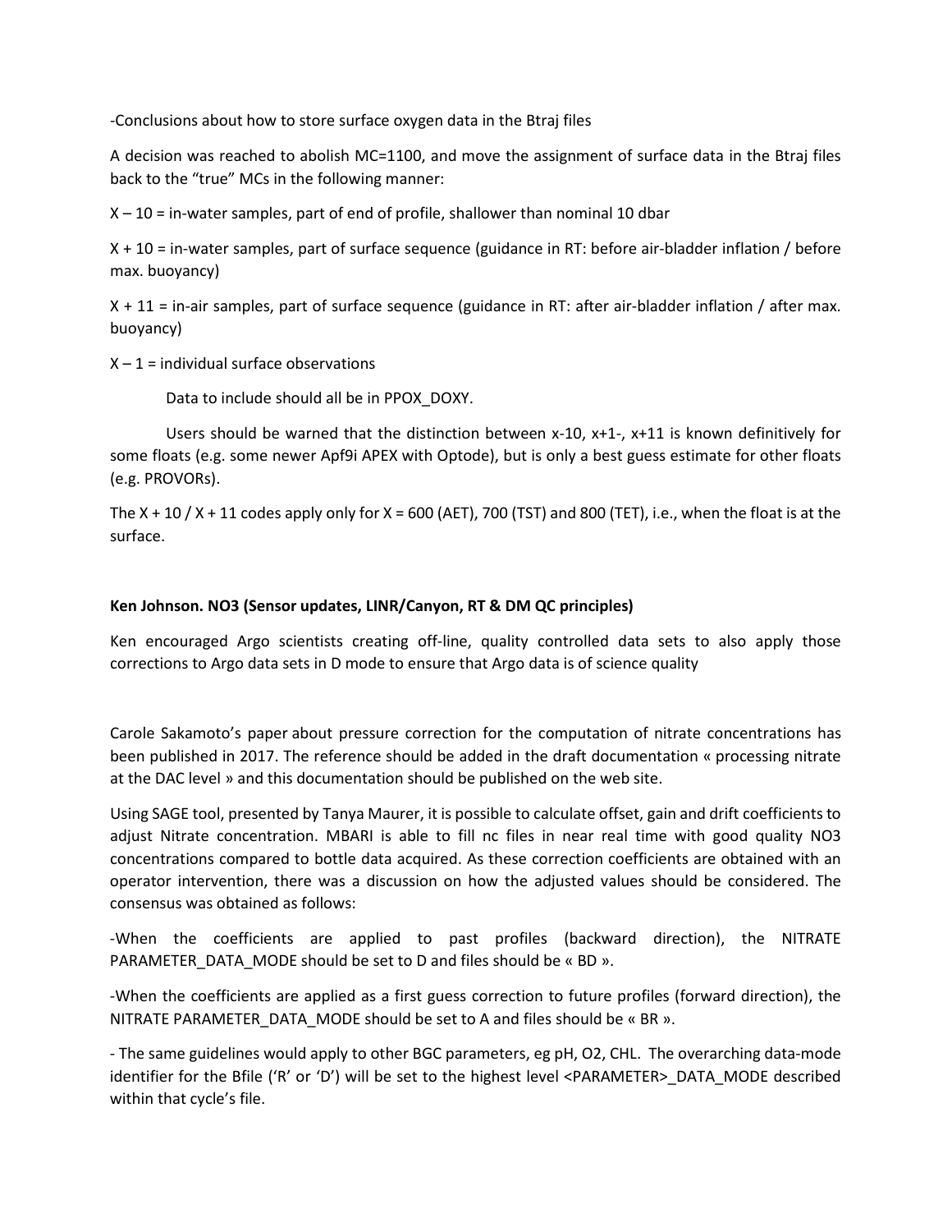-Conclusions about how to store surface oxygen data in the Btraj files

A decision was reached to abolish MC=1100, and move the assignment of surface data in the Btraj files back to the "true" MCs in the following manner:

X – 10 = in-water samples, part of end of profile, shallower than nominal 10 dbar

X + 10 = in-water samples, part of surface sequence (guidance in RT: before air-bladder inflation / before max. buoyancy)

X + 11 = in-air samples, part of surface sequence (guidance in RT: after air-bladder inflation / after max. buoyancy)

X – 1 = individual surface observations

Data to include should all be in PPOX_DOXY.

Users should be warned that the distinction between x-10, x+1-, x+11 is known definitively for some floats (e.g. some newer Apf9i APEX with Optode), but is only a best guess estimate for other floats (e.g. PROVORs).

The X + 10 / X + 11 codes apply only for X = 600 (AET), 700 (TST) and 800 (TET), i.e., when the float is at the surface.

**Ken Johnson. NO3 (Sensor updates, LINR/Canyon, RT & DM QC principles)**

Ken encouraged Argo scientists creating off-line, quality controlled data sets to also apply those corrections to Argo data sets in D mode to ensure that Argo data is of science quality

Carole Sakamoto's paper about pressure correction for the computation of nitrate concentrations has been published in 2017. The reference should be added in the draft documentation « processing nitrate at the DAC level » and this documentation should be published on the web site.

Using SAGE tool, presented by Tanya Maurer, it is possible to calculate offset, gain and drift coefficients to adjust Nitrate concentration. MBARI is able to fill nc files in near real time with good quality NO3 concentrations compared to bottle data acquired. As these correction coefficients are obtained with an operator intervention, there was a discussion on how the adjusted values should be considered. The consensus was obtained as follows:

-When the coefficients are applied to past profiles (backward direction), the NITRATE PARAMETER_DATA_MODE should be set to D and files should be « BD ».

-When the coefficients are applied as a first guess correction to future profiles (forward direction), the NITRATE PARAMETER_DATA_MODE should be set to A and files should be « BR ».

- The same guidelines would apply to other BGC parameters, eg pH, O2, CHL. The overarching data-mode identifier for the Bfile ('R' or 'D') will be set to the highest level <PARAMETER>_DATA_MODE described within that cycle's file.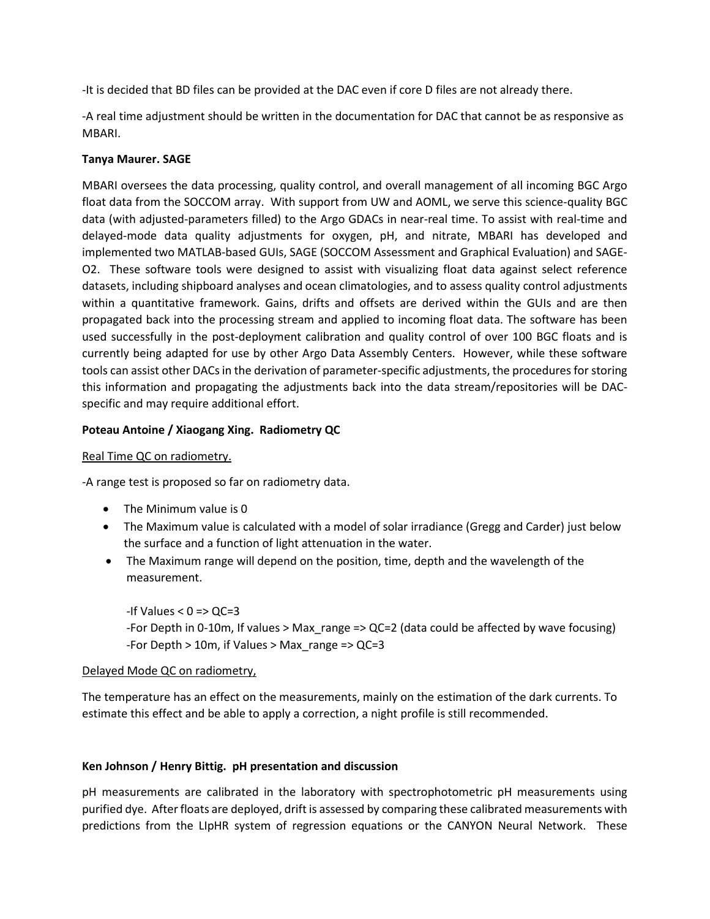-It is decided that BD files can be provided at the DAC even if core D files are not already there.

-A real time adjustment should be written in the documentation for DAC that cannot be as responsive as MBARI.

**Tanya Maurer. SAGE**

MBARI oversees the data processing, quality control, and overall management of all incoming BGC Argo float data from the SOCCOM array. With support from UW and AOML, we serve this science-quality BGC data (with adjusted-parameters filled) to the Argo GDACs in near-real time. To assist with real-time and delayed-mode data quality adjustments for oxygen, pH, and nitrate, MBARI has developed and implemented two MATLAB-based GUIs, SAGE (SOCCOM Assessment and Graphical Evaluation) and SAGE-O2. These software tools were designed to assist with visualizing float data against select reference datasets, including shipboard analyses and ocean climatologies, and to assess quality control adjustments within a quantitative framework. Gains, drifts and offsets are derived within the GUIs and are then propagated back into the processing stream and applied to incoming float data. The software has been used successfully in the post-deployment calibration and quality control of over 100 BGC floats and is currently being adapted for use by other Argo Data Assembly Centers. However, while these software tools can assist other DACs in the derivation of parameter-specific adjustments, the procedures for storing this information and propagating the adjustments back into the data stream/repositories will be DAC-specific and may require additional effort.

**Poteau Antoine / Xiaogang Xing. Radiometry QC**

Real Time QC on radiometry.

-A range test is proposed so far on radiometry data.

- The Minimum value is 0
- The Maximum value is calculated with a model of solar irradiance (Gregg and Carder) just below the surface and a function of light attenuation in the water.
- The Maximum range will depend on the position, time, depth and the wavelength of the measurement.

  -If Values < 0 => QC=3
  -For Depth in 0-10m, If values > Max_range => QC=2 (data could be affected by wave focusing)
  -For Depth > 10m, if Values > Max_range => QC=3

Delayed Mode QC on radiometry,

The temperature has an effect on the measurements, mainly on the estimation of the dark currents. To estimate this effect and be able to apply a correction, a night profile is still recommended.

**Ken Johnson / Henry Bittig. pH presentation and discussion**

pH measurements are calibrated in the laboratory with spectrophotometric pH measurements using purified dye. After floats are deployed, drift is assessed by comparing these calibrated measurements with predictions from the LIpHR system of regression equations or the CANYON Neural Network. These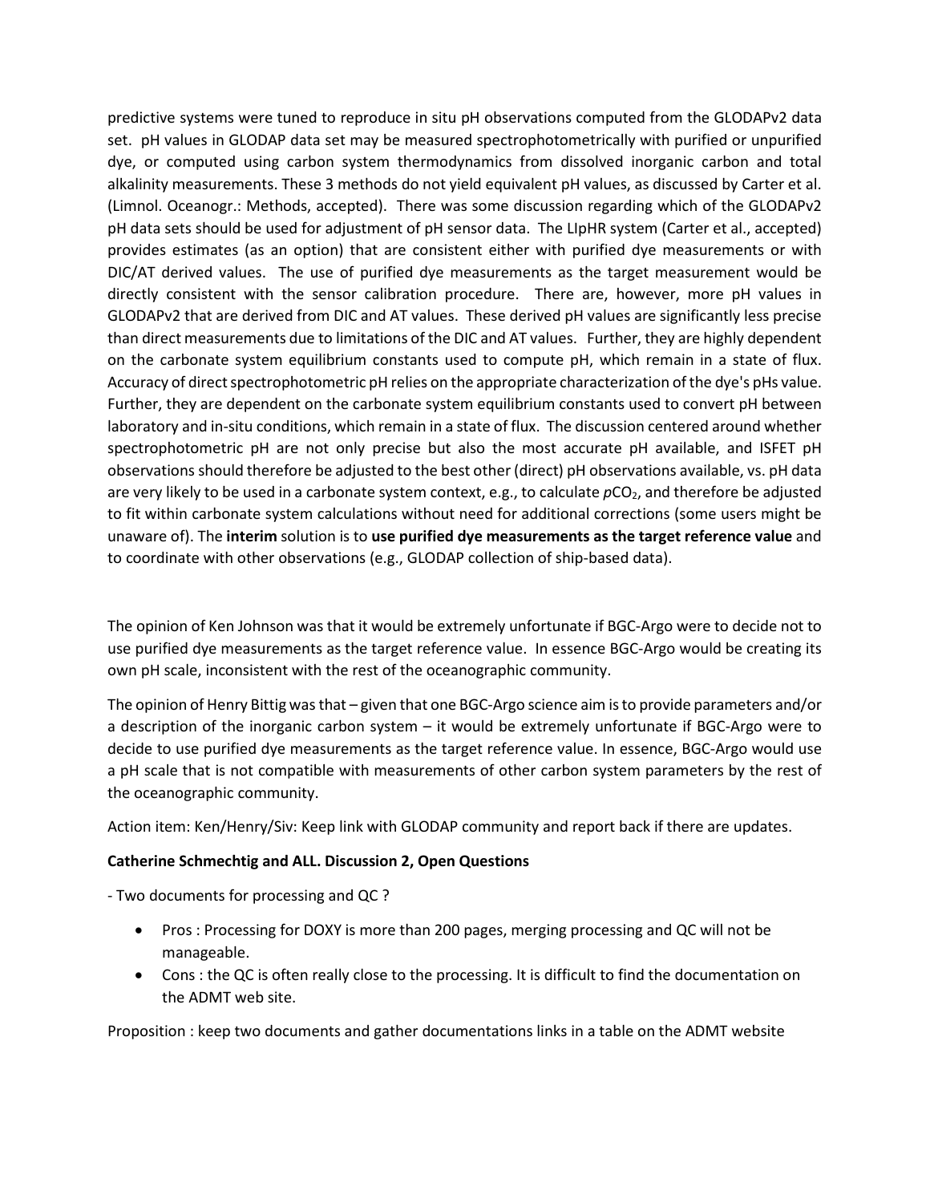predictive systems were tuned to reproduce in situ pH observations computed from the GLODAPv2 data set. pH values in GLODAP data set may be measured spectrophotometrically with purified or unpurified dye, or computed using carbon system thermodynamics from dissolved inorganic carbon and total alkalinity measurements. These 3 methods do not yield equivalent pH values, as discussed by Carter et al. (Limnol. Oceanogr.: Methods, accepted). There was some discussion regarding which of the GLODAPv2 pH data sets should be used for adjustment of pH sensor data. The LIpHR system (Carter et al., accepted) provides estimates (as an option) that are consistent either with purified dye measurements or with DIC/AT derived values. The use of purified dye measurements as the target measurement would be directly consistent with the sensor calibration procedure. There are, however, more pH values in GLODAPv2 that are derived from DIC and AT values. These derived pH values are significantly less precise than direct measurements due to limitations of the DIC and AT values. Further, they are highly dependent on the carbonate system equilibrium constants used to compute pH, which remain in a state of flux. Accuracy of direct spectrophotometric pH relies on the appropriate characterization of the dye's pHs value. Further, they are dependent on the carbonate system equilibrium constants used to convert pH between laboratory and in-situ conditions, which remain in a state of flux. The discussion centered around whether spectrophotometric pH are not only precise but also the most accurate pH available, and ISFET pH observations should therefore be adjusted to the best other (direct) pH observations available, vs. pH data are very likely to be used in a carbonate system context, e.g., to calculate $pCO_2$, and therefore be adjusted to fit within carbonate system calculations without need for additional corrections (some users might be unaware of). The **interim** solution is to **use purified dye measurements as the target reference value** and to coordinate with other observations (e.g., GLODAP collection of ship-based data).

The opinion of Ken Johnson was that it would be extremely unfortunate if BGC-Argo were to decide not to use purified dye measurements as the target reference value. In essence BGC-Argo would be creating its own pH scale, inconsistent with the rest of the oceanographic community.

The opinion of Henry Bittig was that – given that one BGC-Argo science aim is to provide parameters and/or a description of the inorganic carbon system – it would be extremely unfortunate if BGC-Argo were to decide to use purified dye measurements as the target reference value. In essence, BGC-Argo would use a pH scale that is not compatible with measurements of other carbon system parameters by the rest of the oceanographic community.

Action item: Ken/Henry/Siv: Keep link with GLODAP community and report back if there are updates.

**Catherine Schmechtig and ALL. Discussion 2, Open Questions**

- Two documents for processing and QC ?

- Pros : Processing for DOXY is more than 200 pages, merging processing and QC will not be manageable.
- Cons : the QC is often really close to the processing. It is difficult to find the documentation on the ADMT web site.

Proposition : keep two documents and gather documentations links in a table on the ADMT website